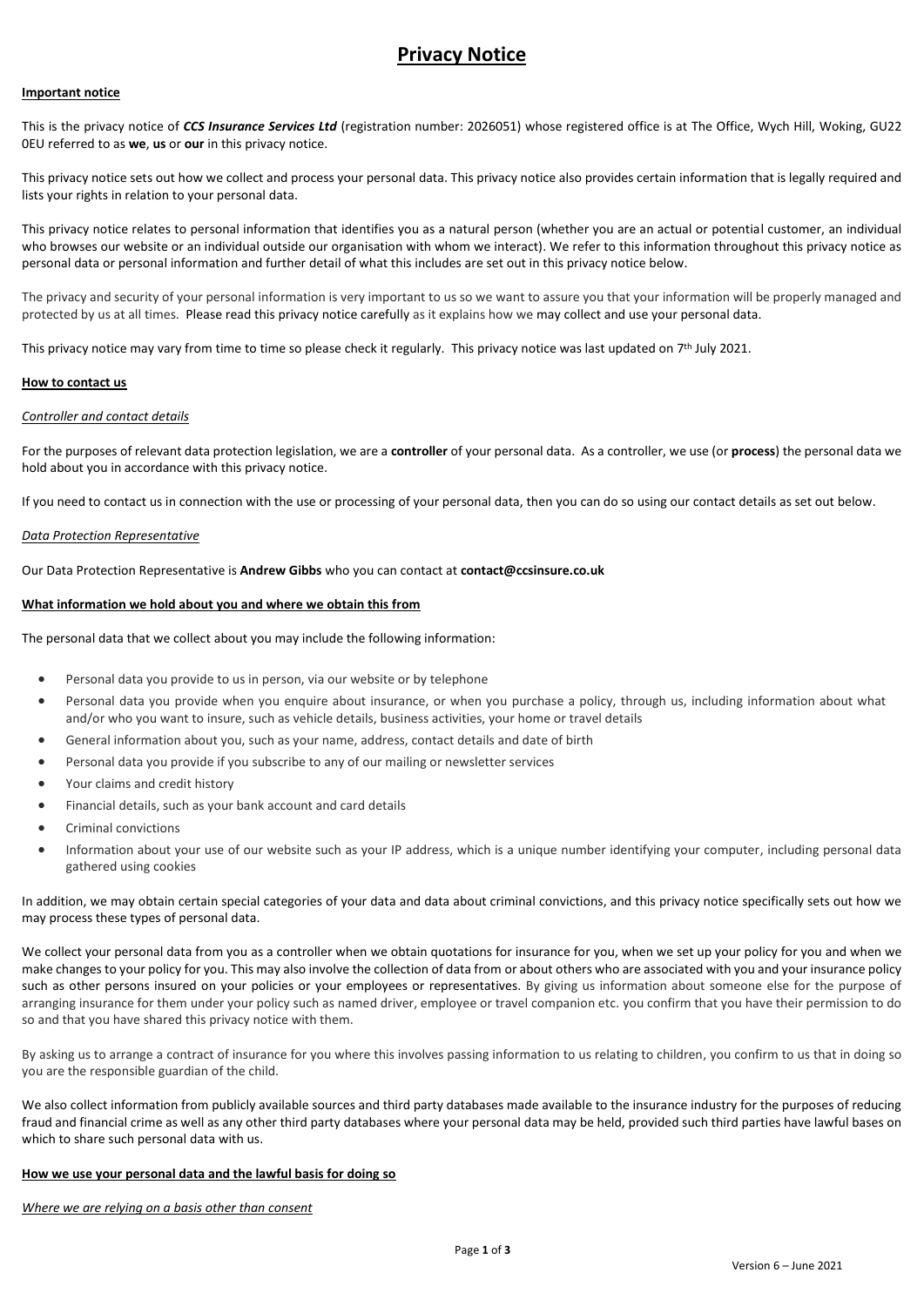# Privacy Notice

**Important notice**

This is the privacy notice of ***CCS Insurance Services Ltd*** (registration number: 2026051) whose registered office is at The Office, Wych Hill, Woking, GU22 0EU referred to as **we**, **us** or **our** in this privacy notice.

This privacy notice sets out how we collect and process your personal data. This privacy notice also provides certain information that is legally required and lists your rights in relation to your personal data.

This privacy notice relates to personal information that identifies you as a natural person (whether you are an actual or potential customer, an individual who browses our website or an individual outside our organisation with whom we interact). We refer to this information throughout this privacy notice as personal data or personal information and further detail of what this includes are set out in this privacy notice below.

The privacy and security of your personal information is very important to us so we want to assure you that your information will be properly managed and protected by us at all times. Please read this privacy notice carefully as it explains how we may collect and use your personal data.

This privacy notice may vary from time to time so please check it regularly. This privacy notice was last updated on 7th July 2021.

**How to contact us**

*Controller and contact details*

For the purposes of relevant data protection legislation, we are a **controller** of your personal data. As a controller, we use (or **process**) the personal data we hold about you in accordance with this privacy notice.

If you need to contact us in connection with the use or processing of your personal data, then you can do so using our contact details as set out below.

*Data Protection Representative*

Our Data Protection Representative is **Andrew Gibbs** who you can contact at **contact@ccsinsure.co.uk**

**What information we hold about you and where we obtain this from**

The personal data that we collect about you may include the following information:

- Personal data you provide to us in person, via our website or by telephone
- Personal data you provide when you enquire about insurance, or when you purchase a policy, through us, including information about what and/or who you want to insure, such as vehicle details, business activities, your home or travel details
- General information about you, such as your name, address, contact details and date of birth
- Personal data you provide if you subscribe to any of our mailing or newsletter services
- Your claims and credit history
- Financial details, such as your bank account and card details
- Criminal convictions
- Information about your use of our website such as your IP address, which is a unique number identifying your computer, including personal data gathered using cookies

In addition, we may obtain certain special categories of your data and data about criminal convictions, and this privacy notice specifically sets out how we may process these types of personal data.

We collect your personal data from you as a controller when we obtain quotations for insurance for you, when we set up your policy for you and when we make changes to your policy for you. This may also involve the collection of data from or about others who are associated with you and your insurance policy such as other persons insured on your policies or your employees or representatives. By giving us information about someone else for the purpose of arranging insurance for them under your policy such as named driver, employee or travel companion etc. you confirm that you have their permission to do so and that you have shared this privacy notice with them.

By asking us to arrange a contract of insurance for you where this involves passing information to us relating to children, you confirm to us that in doing so you are the responsible guardian of the child.

We also collect information from publicly available sources and third party databases made available to the insurance industry for the purposes of reducing fraud and financial crime as well as any other third party databases where your personal data may be held, provided such third parties have lawful bases on which to share such personal data with us.

**How we use your personal data and the lawful basis for doing so**

*Where we are relying on a basis other than consent*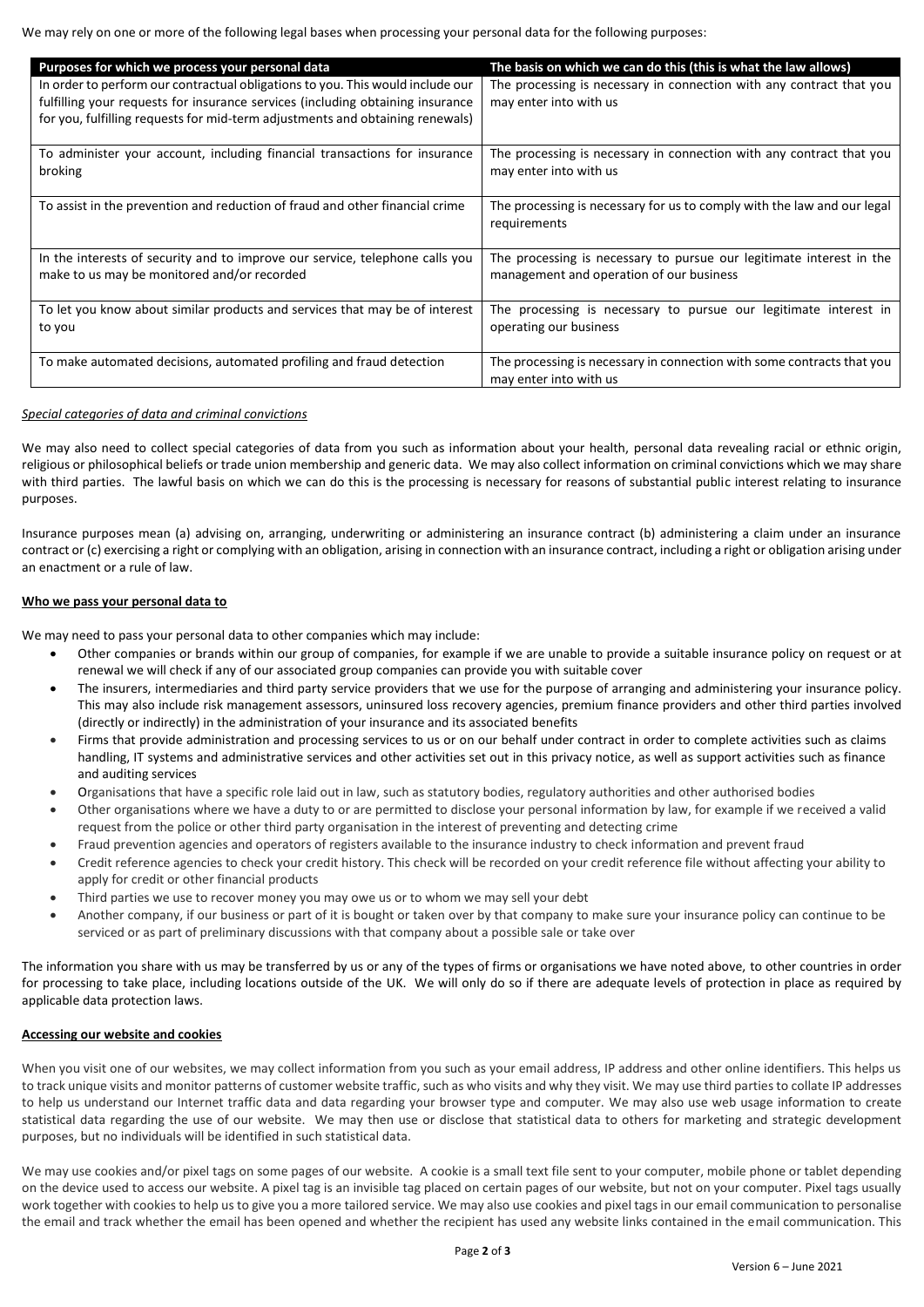We may rely on one or more of the following legal bases when processing your personal data for the following purposes:

| Purposes for which we process your personal data | The basis on which we can do this (this is what the law allows) |
|---|---|
| In order to perform our contractual obligations to you. This would include our fulfilling your requests for insurance services (including obtaining insurance for you, fulfilling requests for mid-term adjustments and obtaining renewals) | The processing is necessary in connection with any contract that you may enter into with us |
| To administer your account, including financial transactions for insurance broking | The processing is necessary in connection with any contract that you may enter into with us |
| To assist in the prevention and reduction of fraud and other financial crime | The processing is necessary for us to comply with the law and our legal requirements |
| In the interests of security and to improve our service, telephone calls you make to us may be monitored and/or recorded | The processing is necessary to pursue our legitimate interest in the management and operation of our business |
| To let you know about similar products and services that may be of interest to you | The processing is necessary to pursue our legitimate interest in operating our business |
| To make automated decisions, automated profiling and fraud detection | The processing is necessary in connection with some contracts that you may enter into with us |

*Special categories of data and criminal convictions*

We may also need to collect special categories of data from you such as information about your health, personal data revealing racial or ethnic origin, religious or philosophical beliefs or trade union membership and generic data. We may also collect information on criminal convictions which we may share with third parties. The lawful basis on which we can do this is the processing is necessary for reasons of substantial public interest relating to insurance purposes.

Insurance purposes mean (a) advising on, arranging, underwriting or administering an insurance contract (b) administering a claim under an insurance contract or (c) exercising a right or complying with an obligation, arising in connection with an insurance contract, including a right or obligation arising under an enactment or a rule of law.

**Who we pass your personal data to**

We may need to pass your personal data to other companies which may include:

- Other companies or brands within our group of companies, for example if we are unable to provide a suitable insurance policy on request or at renewal we will check if any of our associated group companies can provide you with suitable cover
- The insurers, intermediaries and third party service providers that we use for the purpose of arranging and administering your insurance policy. This may also include risk management assessors, uninsured loss recovery agencies, premium finance providers and other third parties involved (directly or indirectly) in the administration of your insurance and its associated benefits
- Firms that provide administration and processing services to us or on our behalf under contract in order to complete activities such as claims handling, IT systems and administrative services and other activities set out in this privacy notice, as well as support activities such as finance and auditing services
- Organisations that have a specific role laid out in law, such as statutory bodies, regulatory authorities and other authorised bodies
- Other organisations where we have a duty to or are permitted to disclose your personal information by law, for example if we received a valid request from the police or other third party organisation in the interest of preventing and detecting crime
- Fraud prevention agencies and operators of registers available to the insurance industry to check information and prevent fraud
- Credit reference agencies to check your credit history. This check will be recorded on your credit reference file without affecting your ability to apply for credit or other financial products
- Third parties we use to recover money you may owe us or to whom we may sell your debt
- Another company, if our business or part of it is bought or taken over by that company to make sure your insurance policy can continue to be serviced or as part of preliminary discussions with that company about a possible sale or take over

The information you share with us may be transferred by us or any of the types of firms or organisations we have noted above, to other countries in order for processing to take place, including locations outside of the UK. We will only do so if there are adequate levels of protection in place as required by applicable data protection laws.

**Accessing our website and cookies**

When you visit one of our websites, we may collect information from you such as your email address, IP address and other online identifiers. This helps us to track unique visits and monitor patterns of customer website traffic, such as who visits and why they visit. We may use third parties to collate IP addresses to help us understand our Internet traffic data and data regarding your browser type and computer. We may also use web usage information to create statistical data regarding the use of our website. We may then use or disclose that statistical data to others for marketing and strategic development purposes, but no individuals will be identified in such statistical data.

We may use cookies and/or pixel tags on some pages of our website. A cookie is a small text file sent to your computer, mobile phone or tablet depending on the device used to access our website. A pixel tag is an invisible tag placed on certain pages of our website, but not on your computer. Pixel tags usually work together with cookies to help us to give you a more tailored service. We may also use cookies and pixel tags in our email communication to personalise the email and track whether the email has been opened and whether the recipient has used any website links contained in the email communication. This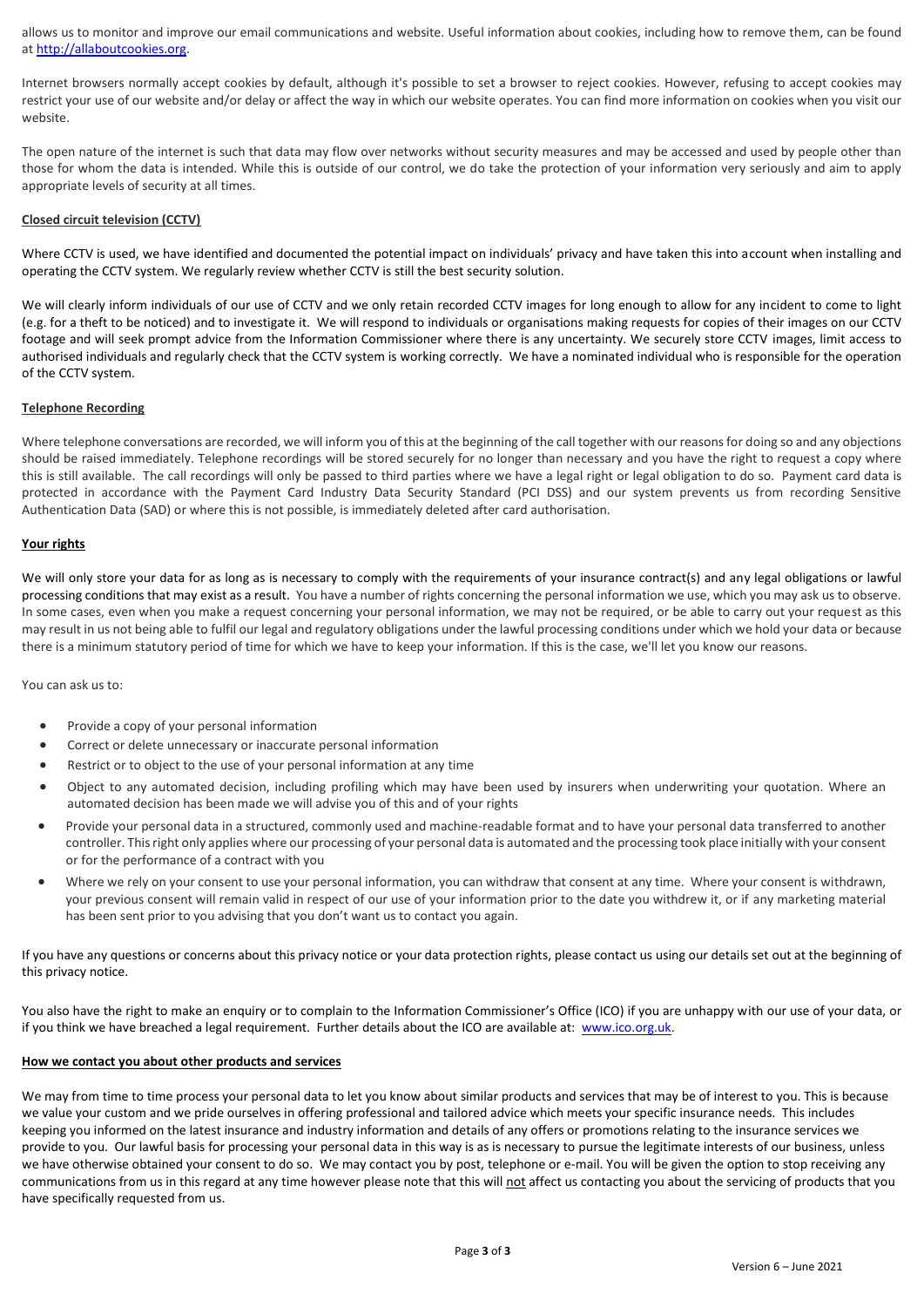allows us to monitor and improve our email communications and website. Useful information about cookies, including how to remove them, can be found at http://allaboutcookies.org.

Internet browsers normally accept cookies by default, although it's possible to set a browser to reject cookies. However, refusing to accept cookies may restrict your use of our website and/or delay or affect the way in which our website operates. You can find more information on cookies when you visit our website.

The open nature of the internet is such that data may flow over networks without security measures and may be accessed and used by people other than those for whom the data is intended. While this is outside of our control, we do take the protection of your information very seriously and aim to apply appropriate levels of security at all times.

**Closed circuit television (CCTV)**

Where CCTV is used, we have identified and documented the potential impact on individuals' privacy and have taken this into account when installing and operating the CCTV system. We regularly review whether CCTV is still the best security solution.

We will clearly inform individuals of our use of CCTV and we only retain recorded CCTV images for long enough to allow for any incident to come to light (e.g. for a theft to be noticed) and to investigate it. We will respond to individuals or organisations making requests for copies of their images on our CCTV footage and will seek prompt advice from the Information Commissioner where there is any uncertainty. We securely store CCTV images, limit access to authorised individuals and regularly check that the CCTV system is working correctly. We have a nominated individual who is responsible for the operation of the CCTV system.

**Telephone Recording**

Where telephone conversations are recorded, we will inform you of this at the beginning of the call together with our reasons for doing so and any objections should be raised immediately. Telephone recordings will be stored securely for no longer than necessary and you have the right to request a copy where this is still available. The call recordings will only be passed to third parties where we have a legal right or legal obligation to do so. Payment card data is protected in accordance with the Payment Card Industry Data Security Standard (PCI DSS) and our system prevents us from recording Sensitive Authentication Data (SAD) or where this is not possible, is immediately deleted after card authorisation.

**Your rights**

We will only store your data for as long as is necessary to comply with the requirements of your insurance contract(s) and any legal obligations or lawful processing conditions that may exist as a result. You have a number of rights concerning the personal information we use, which you may ask us to observe. In some cases, even when you make a request concerning your personal information, we may not be required, or be able to carry out your request as this may result in us not being able to fulfil our legal and regulatory obligations under the lawful processing conditions under which we hold your data or because there is a minimum statutory period of time for which we have to keep your information. If this is the case, we'll let you know our reasons.

You can ask us to:

- Provide a copy of your personal information
- Correct or delete unnecessary or inaccurate personal information
- Restrict or to object to the use of your personal information at any time
- Object to any automated decision, including profiling which may have been used by insurers when underwriting your quotation. Where an automated decision has been made we will advise you of this and of your rights
- Provide your personal data in a structured, commonly used and machine-readable format and to have your personal data transferred to another controller. This right only applies where our processing of your personal data is automated and the processing took place initially with your consent or for the performance of a contract with you
- Where we rely on your consent to use your personal information, you can withdraw that consent at any time. Where your consent is withdrawn, your previous consent will remain valid in respect of our use of your information prior to the date you withdrew it, or if any marketing material has been sent prior to you advising that you don't want us to contact you again.

If you have any questions or concerns about this privacy notice or your data protection rights, please contact us using our details set out at the beginning of this privacy notice.

You also have the right to make an enquiry or to complain to the Information Commissioner's Office (ICO) if you are unhappy with our use of your data, or if you think we have breached a legal requirement. Further details about the ICO are available at: www.ico.org.uk.

**How we contact you about other products and services**

We may from time to time process your personal data to let you know about similar products and services that may be of interest to you. This is because we value your custom and we pride ourselves in offering professional and tailored advice which meets your specific insurance needs. This includes keeping you informed on the latest insurance and industry information and details of any offers or promotions relating to the insurance services we provide to you. Our lawful basis for processing your personal data in this way is as is necessary to pursue the legitimate interests of our business, unless we have otherwise obtained your consent to do so. We may contact you by post, telephone or e-mail. You will be given the option to stop receiving any communications from us in this regard at any time however please note that this will not affect us contacting you about the servicing of products that you have specifically requested from us.

Version 6 – June 2021